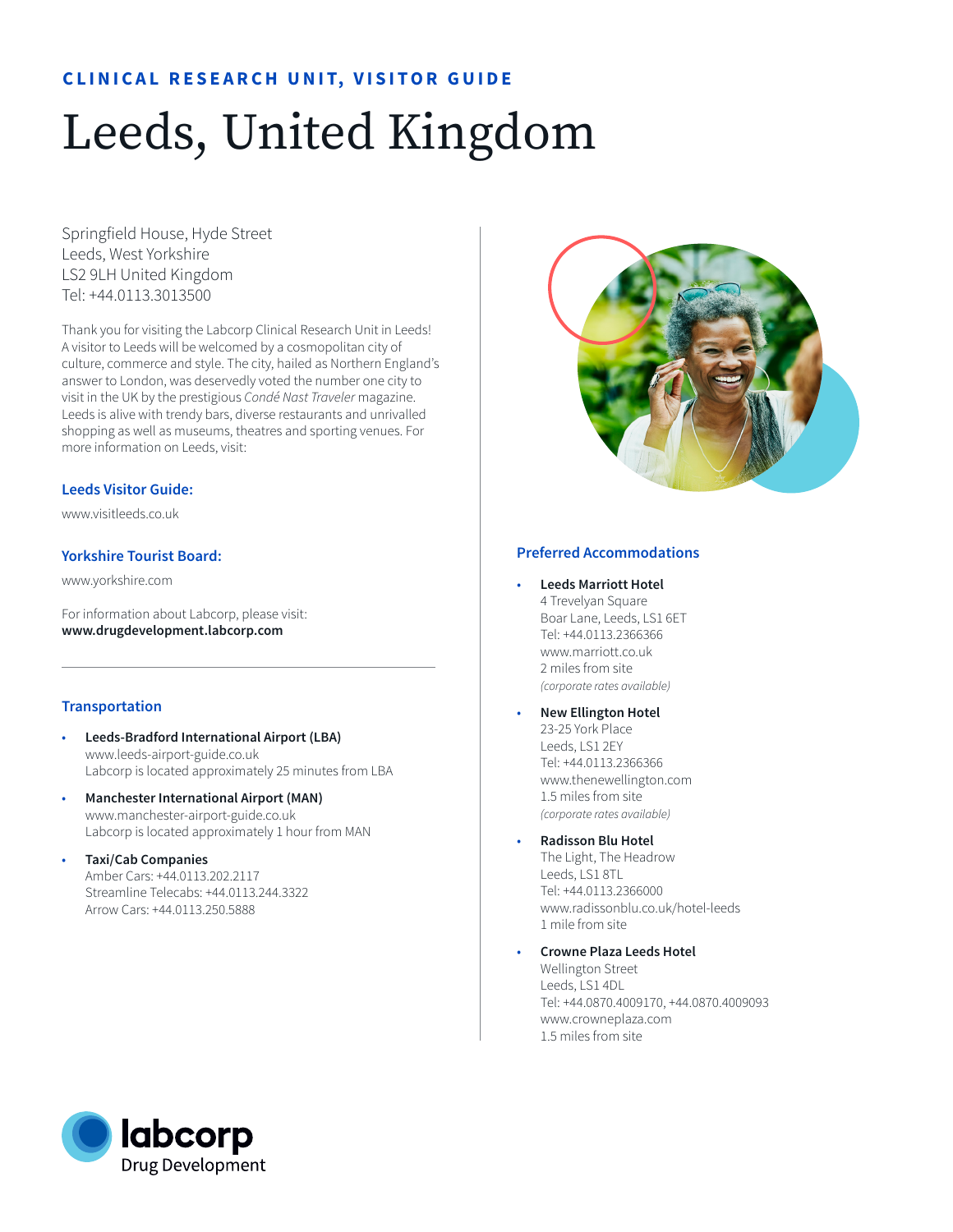**CLINICAL RESEARCH UNIT, VISITOR GUIDE**

# Leeds, United Kingdom

Springfield House, Hyde Street
Leeds, West Yorkshire
LS2 9LH United Kingdom
Tel: +44.0113.3013500

Thank you for visiting the Labcorp Clinical Research Unit in Leeds! A visitor to Leeds will be welcomed by a cosmopolitan city of culture, commerce and style. The city, hailed as Northern England's answer to London, was deservedly voted the number one city to visit in the UK by the prestigious *Condé Nast Traveler* magazine. Leeds is alive with trendy bars, diverse restaurants and unrivalled shopping as well as museums, theatres and sporting venues. For more information on Leeds, visit:

### Leeds Visitor Guide:

www.visitleeds.co.uk

### Yorkshire Tourist Board:

www.yorkshire.com

For information about Labcorp, please visit:
**www.drugdevelopment.labcorp.com**

---

## Transportation

- **Leeds-Bradford International Airport (LBA)**
  www.leeds-airport-guide.co.uk
  Labcorp is located approximately 25 minutes from LBA
- **Manchester International Airport (MAN)**
  www.manchester-airport-guide.co.uk
  Labcorp is located approximately 1 hour from MAN
- **Taxi/Cab Companies**
  Amber Cars: +44.0113.202.2117
  Streamline Telecabs: +44.0113.244.3322
  Arrow Cars: +44.0113.250.5888

## Preferred Accommodations

- **Leeds Marriott Hotel**
  4 Trevelyan Square
  Boar Lane, Leeds, LS1 6ET
  Tel: +44.0113.2366366
  www.marriott.co.uk
  2 miles from site
  *(corporate rates available)*
- **New Ellington Hotel**
  23-25 York Place
  Leeds, LS1 2EY
  Tel: +44.0113.2366366
  www.thenewellington.com
  1.5 miles from site
  *(corporate rates available)*
- **Radisson Blu Hotel**
  The Light, The Headrow
  Leeds, LS1 8TL
  Tel: +44.0113.2366000
  www.radissonblu.co.uk/hotel-leeds
  1 mile from site
- **Crowne Plaza Leeds Hotel**
  Wellington Street
  Leeds, LS1 4DL
  Tel: +44.0870.4009170, +44.0870.4009093
  www.crowneplaza.com
  1.5 miles from site

labcorp
Drug Development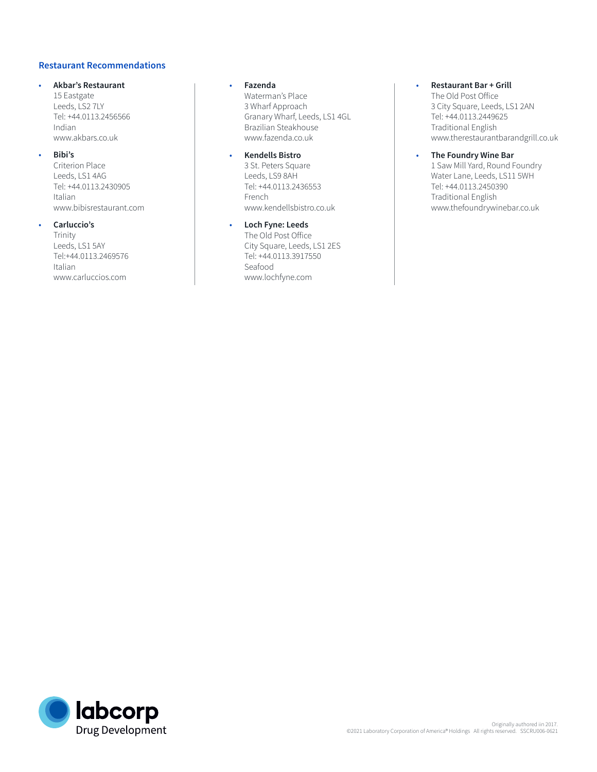## Restaurant Recommendations

- **Akbar's Restaurant**
  15 Eastgate
  Leeds, LS2 7LY
  Tel: +44.0113.2456566
  Indian
  www.akbars.co.uk

- **Bibi's**
  Criterion Place
  Leeds, LS1 4AG
  Tel: +44.0113.2430905
  Italian
  www.bibisrestaurant.com

- **Carluccio's**
  Trinity
  Leeds, LS1 5AY
  Tel:+44.0113.2469576
  Italian
  www.carluccios.com

- **Fazenda**
  Waterman's Place
  3 Wharf Approach
  Granary Wharf, Leeds, LS1 4GL
  Brazilian Steakhouse
  www.fazenda.co.uk

- **Kendells Bistro**
  3 St. Peters Square
  Leeds, LS9 8AH
  Tel: +44.0113.2436553
  French
  www.kendellsbistro.co.uk

- **Loch Fyne: Leeds**
  The Old Post Office
  City Square, Leeds, LS1 2ES
  Tel: +44.0113.3917550
  Seafood
  www.lochfyne.com

- **Restaurant Bar + Grill**
  The Old Post Office
  3 City Square, Leeds, LS1 2AN
  Tel: +44.0113.2449625
  Traditional English
  www.therestaurantbarandgrill.co.uk

- **The Foundry Wine Bar**
  1 Saw Mill Yard, Round Foundry
  Water Lane, Leeds, LS11 5WH
  Tel: +44.0113.2450390
  Traditional English
  www.thefoundrywinebar.co.uk

labcorp
Drug Development

Originally authored iin 2017.
©2021 Laboratory Corporation of America® Holdings All rights reserved. SSCRU006-0621